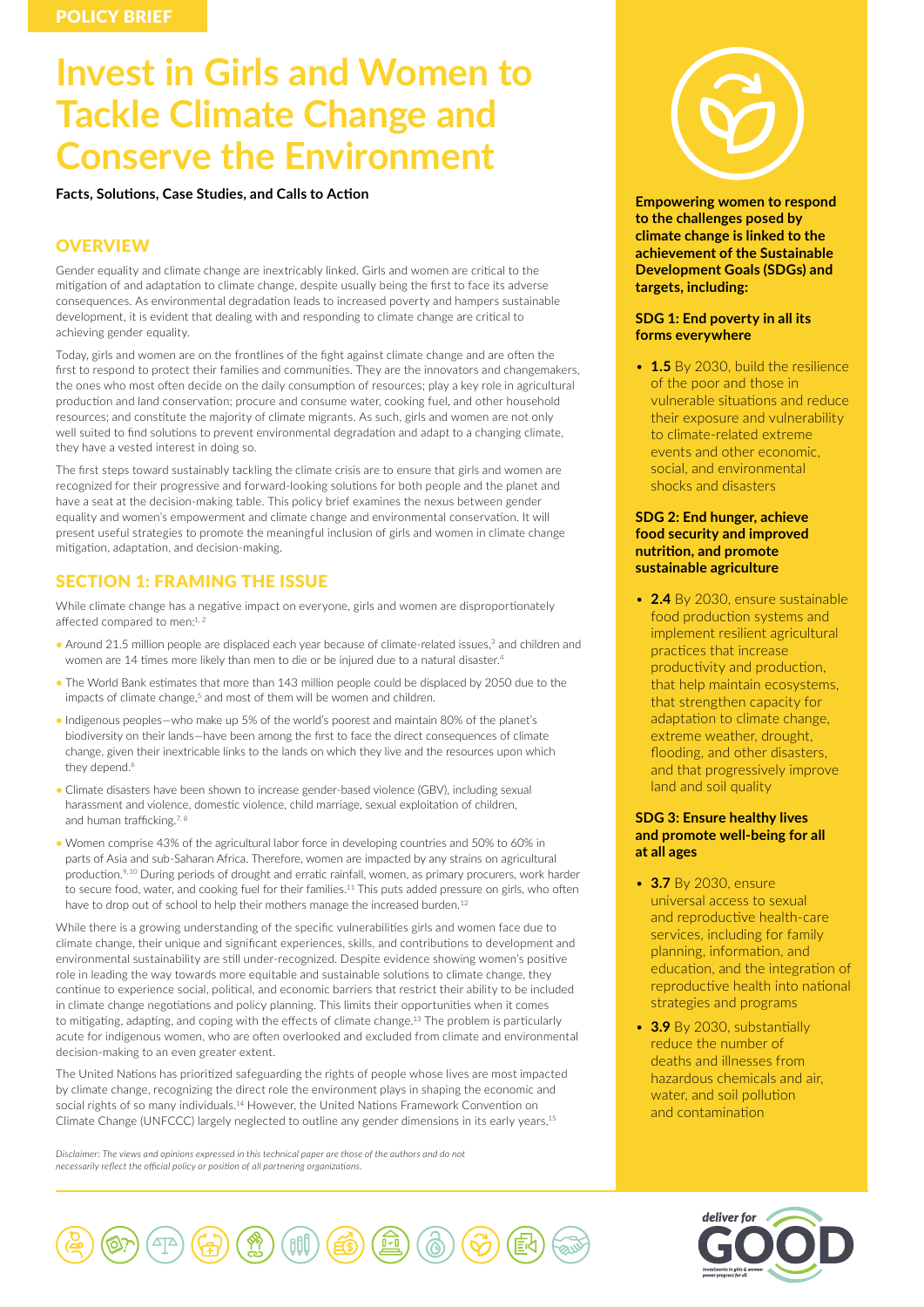POLICY BRIEF

# Invest in Girls and Women to Tackle Climate Change and Conserve the Environment

**Facts, Solutions, Case Studies, and Calls to Action**

## OVERVIEW

Gender equality and climate change are inextricably linked. Girls and women are critical to the mitigation of and adaptation to climate change, despite usually being the first to face its adverse consequences. As environmental degradation leads to increased poverty and hampers sustainable development, it is evident that dealing with and responding to climate change are critical to achieving gender equality.

Today, girls and women are on the frontlines of the fight against climate change and are often the first to respond to protect their families and communities. They are the innovators and changemakers, the ones who most often decide on the daily consumption of resources; play a key role in agricultural production and land conservation; procure and consume water, cooking fuel, and other household resources; and constitute the majority of climate migrants. As such, girls and women are not only well suited to find solutions to prevent environmental degradation and adapt to a changing climate, they have a vested interest in doing so.

The first steps toward sustainably tackling the climate crisis are to ensure that girls and women are recognized for their progressive and forward-looking solutions for both people and the planet and have a seat at the decision-making table. This policy brief examines the nexus between gender equality and women's empowerment and climate change and environmental conservation. It will present useful strategies to promote the meaningful inclusion of girls and women in climate change mitigation, adaptation, and decision-making.

## SECTION 1: FRAMING THE ISSUE

While climate change has a negative impact on everyone, girls and women are disproportionately affected compared to men:[1, 2]

- Around 21.5 million people are displaced each year because of climate-related issues,[3] and children and women are 14 times more likely than men to die or be injured due to a natural disaster.[4]
- The World Bank estimates that more than 143 million people could be displaced by 2050 due to the impacts of climate change,[5] and most of them will be women and children.
- Indigenous peoples—who make up 5% of the world's poorest and maintain 80% of the planet's biodiversity on their lands—have been among the first to face the direct consequences of climate change, given their inextricable links to the lands on which they live and the resources upon which they depend.[6]
- Climate disasters have been shown to increase gender-based violence (GBV), including sexual harassment and violence, domestic violence, child marriage, sexual exploitation of children, and human trafficking.[7, 8]
- Women comprise 43% of the agricultural labor force in developing countries and 50% to 60% in parts of Asia and sub-Saharan Africa. Therefore, women are impacted by any strains on agricultural production.[9, 10] During periods of drought and erratic rainfall, women, as primary procurers, work harder to secure food, water, and cooking fuel for their families.[11] This puts added pressure on girls, who often have to drop out of school to help their mothers manage the increased burden.[12]

While there is a growing understanding of the specific vulnerabilities girls and women face due to climate change, their unique and significant experiences, skills, and contributions to development and environmental sustainability are still under-recognized. Despite evidence showing women's positive role in leading the way towards more equitable and sustainable solutions to climate change, they continue to experience social, political, and economic barriers that restrict their ability to be included in climate change negotiations and policy planning. This limits their opportunities when it comes to mitigating, adapting, and coping with the effects of climate change.[13] The problem is particularly acute for indigenous women, who are often overlooked and excluded from climate and environmental decision-making to an even greater extent.

The United Nations has prioritized safeguarding the rights of people whose lives are most impacted by climate change, recognizing the direct role the environment plays in shaping the economic and social rights of so many individuals.[14] However, the United Nations Framework Convention on Climate Change (UNFCCC) largely neglected to outline any gender dimensions in its early years,[15]

*Disclaimer: The views and opinions expressed in this technical paper are those of the authors and do not necessarily reflect the official policy or position of all partnering organizations.*

**Empowering women to respond to the challenges posed by climate change is linked to the achievement of the Sustainable Development Goals (SDGs) and targets, including:**

**SDG 1: End poverty in all its forms everywhere**

- **1.5** By 2030, build the resilience of the poor and those in vulnerable situations and reduce their exposure and vulnerability to climate-related extreme events and other economic, social, and environmental shocks and disasters

**SDG 2: End hunger, achieve food security and improved nutrition, and promote sustainable agriculture**

- **2.4** By 2030, ensure sustainable food production systems and implement resilient agricultural practices that increase productivity and production, that help maintain ecosystems, that strengthen capacity for adaptation to climate change, extreme weather, drought, flooding, and other disasters, and that progressively improve land and soil quality

**SDG 3: Ensure healthy lives and promote well-being for all at all ages**

- **3.7** By 2030, ensure universal access to sexual and reproductive health-care services, including for family planning, information, and education, and the integration of reproductive health into national strategies and programs
- **3.9** By 2030, substantially reduce the number of deaths and illnesses from hazardous chemicals and air, water, and soil pollution and contamination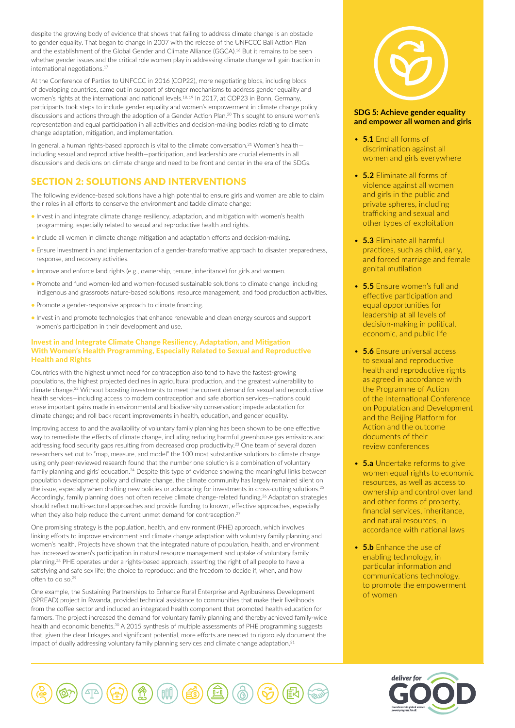despite the growing body of evidence that shows that failing to address climate change is an obstacle to gender equality. That began to change in 2007 with the release of the UNFCCC Bali Action Plan and the establishment of the Global Gender and Climate Alliance (GGCA).[16] But it remains to be seen whether gender issues and the critical role women play in addressing climate change will gain traction in international negotiations.[17]

At the Conference of Parties to UNFCCC in 2016 (COP22), more negotiating blocs, including blocs of developing countries, came out in support of stronger mechanisms to address gender equality and women's rights at the international and national levels.[18, 19] In 2017, at COP23 in Bonn, Germany, participants took steps to include gender equality and women's empowerment in climate change policy discussions and actions through the adoption of a Gender Action Plan.[20] This sought to ensure women's representation and equal participation in all activities and decision-making bodies relating to climate change adaptation, mitigation, and implementation.

In general, a human rights-based approach is vital to the climate conversation.[21] Women's health—including sexual and reproductive health—participation, and leadership are crucial elements in all discussions and decisions on climate change and need to be front and center in the era of the SDGs.

## SECTION 2: SOLUTIONS AND INTERVENTIONS

The following evidence-based solutions have a high potential to ensure girls and women are able to claim their roles in all efforts to conserve the environment and tackle climate change:

- Invest in and integrate climate change resiliency, adaptation, and mitigation with women's health programming, especially related to sexual and reproductive health and rights.
- Include all women in climate change mitigation and adaptation efforts and decision-making.
- Ensure investment in and implementation of a gender-transformative approach to disaster preparedness, response, and recovery activities.
- Improve and enforce land rights (e.g., ownership, tenure, inheritance) for girls and women.
- Promote and fund women-led and women-focused sustainable solutions to climate change, including indigenous and grassroots nature-based solutions, resource management, and food production activities.
- Promote a gender-responsive approach to climate financing.
- Invest in and promote technologies that enhance renewable and clean energy sources and support women's participation in their development and use.

### Invest in and Integrate Climate Change Resiliency, Adaptation, and Mitigation With Women's Health Programming, Especially Related to Sexual and Reproductive Health and Rights

Countries with the highest unmet need for contraception also tend to have the fastest-growing populations, the highest projected declines in agricultural production, and the greatest vulnerability to climate change.[22] Without boosting investments to meet the current demand for sexual and reproductive health services—including access to modern contraception and safe abortion services—nations could erase important gains made in environmental and biodiversity conservation; impede adaptation for climate change; and roll back recent improvements in health, education, and gender equality.

Improving access to and the availability of voluntary family planning has been shown to be one effective way to remediate the effects of climate change, including reducing harmful greenhouse gas emissions and addressing food security gaps resulting from decreased crop productivity.[23] One team of several dozen researchers set out to "map, measure, and model" the 100 most substantive solutions to climate change using only peer-reviewed research found that the number one solution is a combination of voluntary family planning and girls' education.[24] Despite this type of evidence showing the meaningful links between population development policy and climate change, the climate community has largely remained silent on the issue, especially when drafting new policies or advocating for investments in cross-cutting solutions.[25] Accordingly, family planning does not often receive climate change-related funding.[26] Adaptation strategies should reflect multi-sectoral approaches and provide funding to known, effective approaches, especially when they also help reduce the current unmet demand for contraception.[27]

One promising strategy is the population, health, and environment (PHE) approach, which involves linking efforts to improve environment and climate change adaptation with voluntary family planning and women's health. Projects have shown that the integrated nature of population, health, and environment has increased women's participation in natural resource management and uptake of voluntary family planning.[28] PHE operates under a rights-based approach, asserting the right of all people to have a satisfying and safe sex life; the choice to reproduce; and the freedom to decide if, when, and how often to do so.[29]

One example, the Sustaining Partnerships to Enhance Rural Enterprise and Agribusiness Development (SPREAD) project in Rwanda, provided technical assistance to communities that make their livelihoods from the coffee sector and included an integrated health component that promoted health education for farmers. The project increased the demand for voluntary family planning and thereby achieved family-wide health and economic benefits.[30] A 2015 synthesis of multiple assessments of PHE programming suggests that, given the clear linkages and significant potential, more efforts are needed to rigorously document the impact of dually addressing voluntary family planning services and climate change adaptation.[31]

**SDG 5: Achieve gender equality and empower all women and girls**

- **5.1** End all forms of discrimination against all women and girls everywhere
- **5.2** Eliminate all forms of violence against all women and girls in the public and private spheres, including trafficking and sexual and other types of exploitation
- **5.3** Eliminate all harmful practices, such as child, early, and forced marriage and female genital mutilation
- **5.5** Ensure women's full and effective participation and equal opportunities for leadership at all levels of decision-making in political, economic, and public life
- **5.6** Ensure universal access to sexual and reproductive health and reproductive rights as agreed in accordance with the Programme of Action of the International Conference on Population and Development and the Beijing Platform for Action and the outcome documents of their review conferences
- **5.a** Undertake reforms to give women equal rights to economic resources, as well as access to ownership and control over land and other forms of property, financial services, inheritance, and natural resources, in accordance with national laws
- **5.b** Enhance the use of enabling technology, in particular information and communications technology, to promote the empowerment of women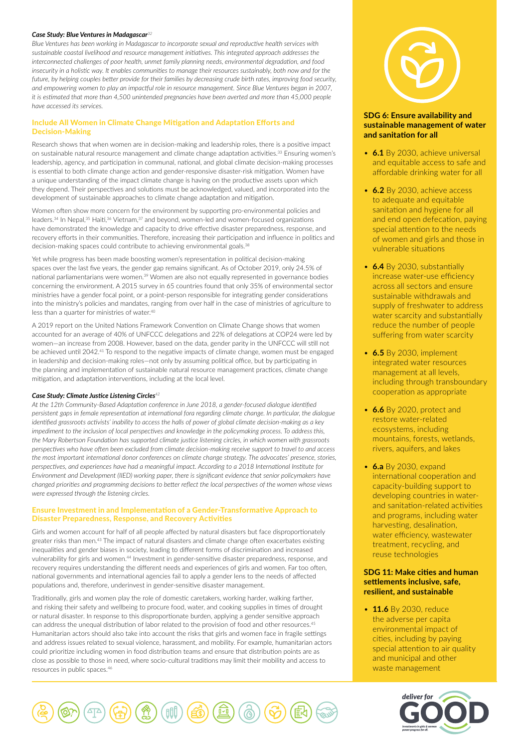***Case Study: Blue Ventures in Madagascar***[32]

*Blue Ventures has been working in Madagascar to incorporate sexual and reproductive health services with sustainable coastal livelihood and resource management initiatives. This integrated approach addresses the interconnected challenges of poor health, unmet family planning needs, environmental degradation, and food insecurity in a holistic way. It enables communities to manage their resources sustainably, both now and for the future, by helping couples better provide for their families by decreasing crude birth rates, improving food security, and empowering women to play an impactful role in resource management. Since Blue Ventures began in 2007, it is estimated that more than 4,500 unintended pregnancies have been averted and more than 45,000 people have accessed its services.*

## Include All Women in Climate Change Mitigation and Adaptation Efforts and Decision-Making

Research shows that when women are in decision-making and leadership roles, there is a positive impact on sustainable natural resource management and climate change adaptation activities.[33] Ensuring women's leadership, agency, and participation in communal, national, and global climate decision-making processes is essential to both climate change action and gender-responsive disaster-risk mitigation. Women have a unique understanding of the impact climate change is having on the productive assets upon which they depend. Their perspectives and solutions must be acknowledged, valued, and incorporated into the development of sustainable approaches to climate change adaptation and mitigation.

Women often show more concern for the environment by supporting pro-environmental policies and leaders.[34] In Nepal,[35] Haiti,[36] Vietnam,[37] and beyond, women-led and women-focused organizations have demonstrated the knowledge and capacity to drive effective disaster preparedness, response, and recovery efforts in their communities. Therefore, increasing their participation and influence in politics and decision-making spaces could contribute to achieving environmental goals.[38]

Yet while progress has been made boosting women's representation in political decision-making spaces over the last five years, the gender gap remains significant. As of October 2019, only 24.5% of national parliamentarians were women.[39] Women are also not equally represented in governance bodies concerning the environment. A 2015 survey in 65 countries found that only 35% of environmental sector ministries have a gender focal point, or a point-person responsible for integrating gender considerations into the ministry's policies and mandates, ranging from over half in the case of ministries of agriculture to less than a quarter for ministries of water.[40]

A 2019 report on the United Nations Framework Convention on Climate Change shows that women accounted for an average of 40% of UNFCCC delegations and 22% of delegations at COP24 were led by women—an increase from 2008. However, based on the data, gender parity in the UNFCCC will still not be achieved until 2042.[41] To respond to the negative impacts of climate change, women must be engaged in leadership and decision-making roles—not only by assuming political office, but by participating in the planning and implementation of sustainable natural resource management practices, climate change mitigation, and adaptation interventions, including at the local level.

***Case Study: Climate Justice Listening Circles***[42]

*At the 12th Community-Based Adaptation conference in June 2018, a gender-focused dialogue identified persistent gaps in female representation at international fora regarding climate change. In particular, the dialogue identified grassroots activists' inability to access the halls of power of global climate decision-making as a key impediment to the inclusion of local perspectives and knowledge in the policymaking process. To address this, the Mary Robertson Foundation has supported climate justice listening circles, in which women with grassroots perspectives who have often been excluded from climate decision-making receive support to travel to and access the most important international donor conferences on climate change strategy. The advocates' presence, stories, perspectives, and experiences have had a meaningful impact. According to a 2018 International Institute for Environment and Development (IIED) working paper, there is significant evidence that senior policymakers have changed priorities and programming decisions to better reflect the local perspectives of the women whose views were expressed through the listening circles.*

## Ensure Investment in and Implementation of a Gender-Transformative Approach to Disaster Preparedness, Response, and Recovery Activities

Girls and women account for half of all people affected by natural disasters but face disproportionately greater risks than men.[43] The impact of natural disasters and climate change often exacerbates existing inequalities and gender biases in society, leading to different forms of discrimination and increased vulnerability for girls and women.[44] Investment in gender-sensitive disaster preparedness, response, and recovery requires understanding the different needs and experiences of girls and women. Far too often, national governments and international agencies fail to apply a gender lens to the needs of affected populations and, therefore, underinvest in gender-sensitive disaster management.

Traditionally, girls and women play the role of domestic caretakers, working harder, walking farther, and risking their safety and wellbeing to procure food, water, and cooking supplies in times of drought or natural disaster. In response to this disproportionate burden, applying a gender sensitive approach can address the unequal distribution of labor related to the provision of food and other resources.[45] Humanitarian actors should also take into account the risks that girls and women face in fragile settings and address issues related to sexual violence, harassment, and mobility. For example, humanitarian actors could prioritize including women in food distribution teams and ensure that distribution points are as close as possible to those in need, where socio-cultural traditions may limit their mobility and access to resources in public spaces.[46]

### SDG 6: Ensure availability and sustainable management of water and sanitation for all

- **6.1** By 2030, achieve universal and equitable access to safe and affordable drinking water for all
- **6.2** By 2030, achieve access to adequate and equitable sanitation and hygiene for all and end open defecation, paying special attention to the needs of women and girls and those in vulnerable situations
- **6.4** By 2030, substantially increase water-use efficiency across all sectors and ensure sustainable withdrawals and supply of freshwater to address water scarcity and substantially reduce the number of people suffering from water scarcity
- **6.5** By 2030, implement integrated water resources management at all levels, including through transboundary cooperation as appropriate
- **6.6** By 2020, protect and restore water-related ecosystems, including mountains, forests, wetlands, rivers, aquifers, and lakes
- **6.a** By 2030, expand international cooperation and capacity-building support to developing countries in water- and sanitation-related activities and programs, including water harvesting, desalination, water efficiency, wastewater treatment, recycling, and reuse technologies

### SDG 11: Make cities and human settlements inclusive, safe, resilient, and sustainable

- **11.6** By 2030, reduce the adverse per capita environmental impact of cities, including by paying special attention to air quality and municipal and other waste management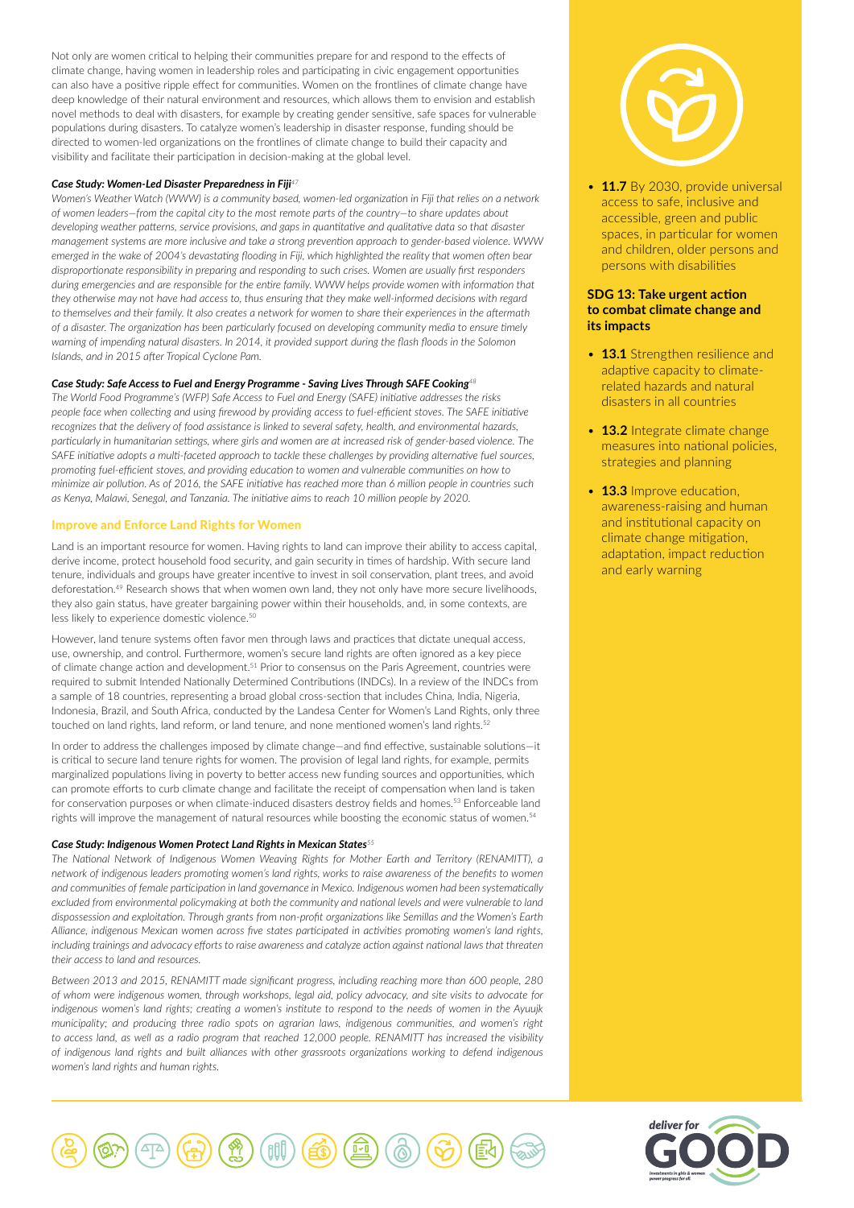Not only are women critical to helping their communities prepare for and respond to the effects of climate change, having women in leadership roles and participating in civic engagement opportunities can also have a positive ripple effect for communities. Women on the frontlines of climate change have deep knowledge of their natural environment and resources, which allows them to envision and establish novel methods to deal with disasters, for example by creating gender sensitive, safe spaces for vulnerable populations during disasters. To catalyze women's leadership in disaster response, funding should be directed to women-led organizations on the frontlines of climate change to build their capacity and visibility and facilitate their participation in decision-making at the global level.

***Case Study: Women-Led Disaster Preparedness in Fiji***[47]

*Women's Weather Watch (WWW) is a community based, women-led organization in Fiji that relies on a network of women leaders—from the capital city to the most remote parts of the country—to share updates about developing weather patterns, service provisions, and gaps in quantitative and qualitative data so that disaster management systems are more inclusive and take a strong prevention approach to gender-based violence. WWW emerged in the wake of 2004's devastating flooding in Fiji, which highlighted the reality that women often bear disproportionate responsibility in preparing and responding to such crises. Women are usually first responders during emergencies and are responsible for the entire family. WWW helps provide women with information that they otherwise may not have had access to, thus ensuring that they make well-informed decisions with regard to themselves and their family. It also creates a network for women to share their experiences in the aftermath of a disaster. The organization has been particularly focused on developing community media to ensure timely warning of impending natural disasters. In 2014, it provided support during the flash floods in the Solomon Islands, and in 2015 after Tropical Cyclone Pam.*

***Case Study: Safe Access to Fuel and Energy Programme - Saving Lives Through SAFE Cooking***[48]

*The World Food Programme's (WFP) Safe Access to Fuel and Energy (SAFE) initiative addresses the risks people face when collecting and using firewood by providing access to fuel-efficient stoves. The SAFE initiative recognizes that the delivery of food assistance is linked to several safety, health, and environmental hazards, particularly in humanitarian settings, where girls and women are at increased risk of gender-based violence. The SAFE initiative adopts a multi-faceted approach to tackle these challenges by providing alternative fuel sources, promoting fuel-efficient stoves, and providing education to women and vulnerable communities on how to minimize air pollution. As of 2016, the SAFE initiative has reached more than 6 million people in countries such as Kenya, Malawi, Senegal, and Tanzania. The initiative aims to reach 10 million people by 2020.*

## Improve and Enforce Land Rights for Women

Land is an important resource for women. Having rights to land can improve their ability to access capital, derive income, protect household food security, and gain security in times of hardship. With secure land tenure, individuals and groups have greater incentive to invest in soil conservation, plant trees, and avoid deforestation.[49] Research shows that when women own land, they not only have more secure livelihoods, they also gain status, have greater bargaining power within their households, and, in some contexts, are less likely to experience domestic violence.[50]

However, land tenure systems often favor men through laws and practices that dictate unequal access, use, ownership, and control. Furthermore, women's secure land rights are often ignored as a key piece of climate change action and development.[51] Prior to consensus on the Paris Agreement, countries were required to submit Intended Nationally Determined Contributions (INDCs). In a review of the INDCs from a sample of 18 countries, representing a broad global cross-section that includes China, India, Nigeria, Indonesia, Brazil, and South Africa, conducted by the Landesa Center for Women's Land Rights, only three touched on land rights, land reform, or land tenure, and none mentioned women's land rights.[52]

In order to address the challenges imposed by climate change—and find effective, sustainable solutions—it is critical to secure land tenure rights for women. The provision of legal land rights, for example, permits marginalized populations living in poverty to better access new funding sources and opportunities, which can promote efforts to curb climate change and facilitate the receipt of compensation when land is taken for conservation purposes or when climate-induced disasters destroy fields and homes.[53] Enforceable land rights will improve the management of natural resources while boosting the economic status of women.[54]

***Case Study: Indigenous Women Protect Land Rights in Mexican States***[55]

*The National Network of Indigenous Women Weaving Rights for Mother Earth and Territory (RENAMITT), a network of indigenous leaders promoting women's land rights, works to raise awareness of the benefits to women and communities of female participation in land governance in Mexico. Indigenous women had been systematically excluded from environmental policymaking at both the community and national levels and were vulnerable to land dispossession and exploitation. Through grants from non-profit organizations like Semillas and the Women's Earth Alliance, indigenous Mexican women across five states participated in activities promoting women's land rights, including trainings and advocacy efforts to raise awareness and catalyze action against national laws that threaten their access to land and resources.*

*Between 2013 and 2015, RENAMITT made significant progress, including reaching more than 600 people, 280 of whom were indigenous women, through workshops, legal aid, policy advocacy, and site visits to advocate for indigenous women's land rights; creating a women's institute to respond to the needs of women in the Ayuujk municipality; and producing three radio spots on agrarian laws, indigenous communities, and women's right to access land, as well as a radio program that reached 12,000 people. RENAMITT has increased the visibility of indigenous land rights and built alliances with other grassroots organizations working to defend indigenous women's land rights and human rights.*

- **11.7** By 2030, provide universal access to safe, inclusive and accessible, green and public spaces, in particular for women and children, older persons and persons with disabilities

**SDG 13: Take urgent action to combat climate change and its impacts**

- **13.1** Strengthen resilience and adaptive capacity to climate-related hazards and natural disasters in all countries
- **13.2** Integrate climate change measures into national policies, strategies and planning
- **13.3** Improve education, awareness-raising and human and institutional capacity on climate change mitigation, adaptation, impact reduction and early warning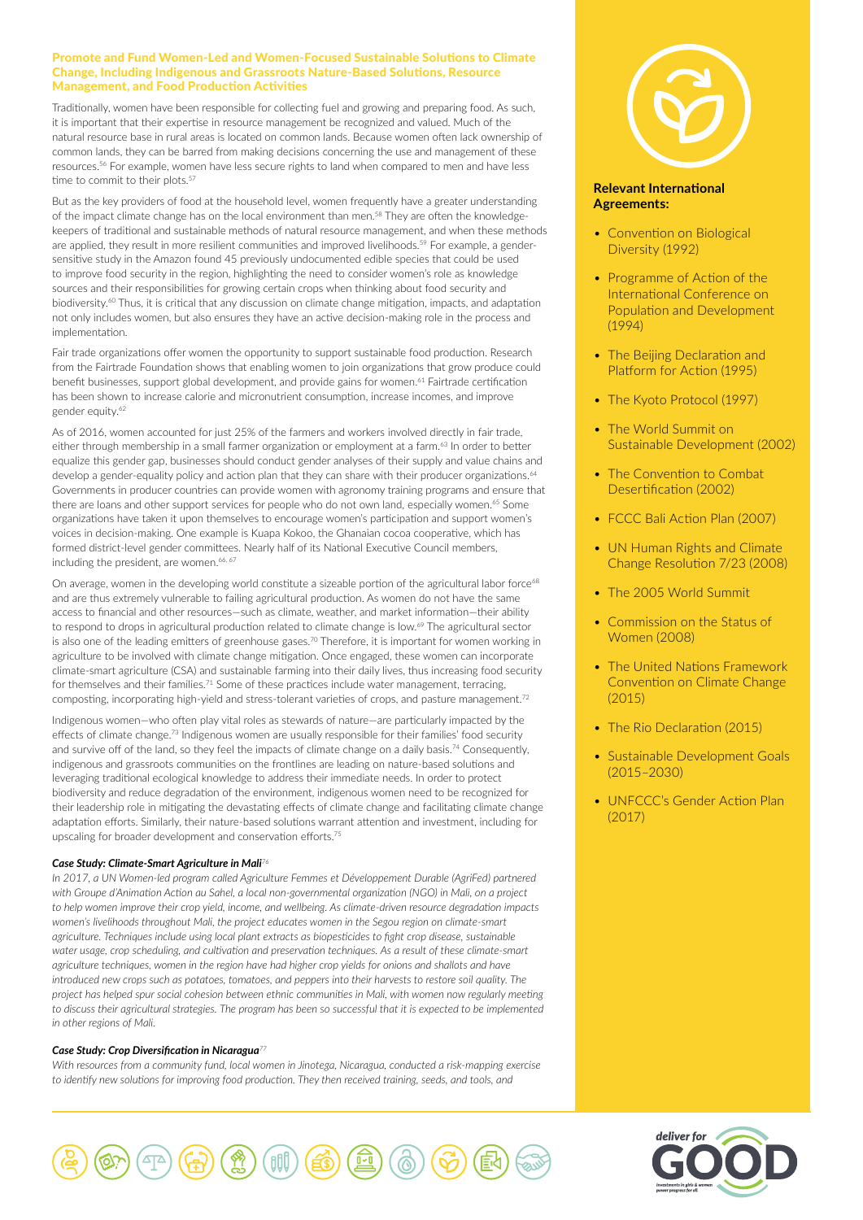## Promote and Fund Women-Led and Women-Focused Sustainable Solutions to Climate Change, Including Indigenous and Grassroots Nature-Based Solutions, Resource Management, and Food Production Activities

Traditionally, women have been responsible for collecting fuel and growing and preparing food. As such, it is important that their expertise in resource management be recognized and valued. Much of the natural resource base in rural areas is located on common lands. Because women often lack ownership of common lands, they can be barred from making decisions concerning the use and management of these resources.[56] For example, women have less secure rights to land when compared to men and have less time to commit to their plots.[57]

But as the key providers of food at the household level, women frequently have a greater understanding of the impact climate change has on the local environment than men.[58] They are often the knowledge-keepers of traditional and sustainable methods of natural resource management, and when these methods are applied, they result in more resilient communities and improved livelihoods.[59] For example, a gender-sensitive study in the Amazon found 45 previously undocumented edible species that could be used to improve food security in the region, highlighting the need to consider women's role as knowledge sources and their responsibilities for growing certain crops when thinking about food security and biodiversity.[60] Thus, it is critical that any discussion on climate change mitigation, impacts, and adaptation not only includes women, but also ensures they have an active decision-making role in the process and implementation.

Fair trade organizations offer women the opportunity to support sustainable food production. Research from the Fairtrade Foundation shows that enabling women to join organizations that grow produce could benefit businesses, support global development, and provide gains for women.[61] Fairtrade certification has been shown to increase calorie and micronutrient consumption, increase incomes, and improve gender equity.[62]

As of 2016, women accounted for just 25% of the farmers and workers involved directly in fair trade, either through membership in a small farmer organization or employment at a farm.[63] In order to better equalize this gender gap, businesses should conduct gender analyses of their supply and value chains and develop a gender-equality policy and action plan that they can share with their producer organizations.[64] Governments in producer countries can provide women with agronomy training programs and ensure that there are loans and other support services for people who do not own land, especially women.[65] Some organizations have taken it upon themselves to encourage women's participation and support women's voices in decision-making. One example is Kuapa Kokoo, the Ghanaian cocoa cooperative, which has formed district-level gender committees. Nearly half of its National Executive Council members, including the president, are women.[66, 67]

On average, women in the developing world constitute a sizeable portion of the agricultural labor force[68] and are thus extremely vulnerable to failing agricultural production. As women do not have the same access to financial and other resources—such as climate, weather, and market information—their ability to respond to drops in agricultural production related to climate change is low.[69] The agricultural sector is also one of the leading emitters of greenhouse gases.[70] Therefore, it is important for women working in agriculture to be involved with climate change mitigation. Once engaged, these women can incorporate climate-smart agriculture (CSA) and sustainable farming into their daily lives, thus increasing food security for themselves and their families.[71] Some of these practices include water management, terracing, composting, incorporating high-yield and stress-tolerant varieties of crops, and pasture management.[72]

Indigenous women—who often play vital roles as stewards of nature—are particularly impacted by the effects of climate change.[73] Indigenous women are usually responsible for their families' food security and survive off of the land, so they feel the impacts of climate change on a daily basis.[74] Consequently, indigenous and grassroots communities on the frontlines are leading on nature-based solutions and leveraging traditional ecological knowledge to address their immediate needs. In order to protect biodiversity and reduce degradation of the environment, indigenous women need to be recognized for their leadership role in mitigating the devastating effects of climate change and facilitating climate change adaptation efforts. Similarly, their nature-based solutions warrant attention and investment, including for upscaling for broader development and conservation efforts.[75]

#### *Case Study: Climate-Smart Agriculture in Mali*[76]

*In 2017, a UN Women-led program called Agriculture Femmes et Développement Durable (AgriFed) partnered with Groupe d'Animation Action au Sahel, a local non-governmental organization (NGO) in Mali, on a project to help women improve their crop yield, income, and wellbeing. As climate-driven resource degradation impacts women's livelihoods throughout Mali, the project educates women in the Segou region on climate-smart agriculture. Techniques include using local plant extracts as biopesticides to fight crop disease, sustainable water usage, crop scheduling, and cultivation and preservation techniques. As a result of these climate-smart agriculture techniques, women in the region have had higher crop yields for onions and shallots and have introduced new crops such as potatoes, tomatoes, and peppers into their harvests to restore soil quality. The project has helped spur social cohesion between ethnic communities in Mali, with women now regularly meeting to discuss their agricultural strategies. The program has been so successful that it is expected to be implemented in other regions of Mali.*

#### *Case Study: Crop Diversification in Nicaragua*[77]

*With resources from a community fund, local women in Jinotega, Nicaragua, conducted a risk-mapping exercise to identify new solutions for improving food production. They then received training, seeds, and tools, and*

### Relevant International Agreements:

- Convention on Biological Diversity (1992)
- Programme of Action of the International Conference on Population and Development (1994)
- The Beijing Declaration and Platform for Action (1995)
- The Kyoto Protocol (1997)
- The World Summit on Sustainable Development (2002)
- The Convention to Combat Desertification (2002)
- FCCC Bali Action Plan (2007)
- UN Human Rights and Climate Change Resolution 7/23 (2008)
- The 2005 World Summit
- Commission on the Status of Women (2008)
- The United Nations Framework Convention on Climate Change (2015)
- The Rio Declaration (2015)
- Sustainable Development Goals (2015–2030)
- UNFCCC's Gender Action Plan (2017)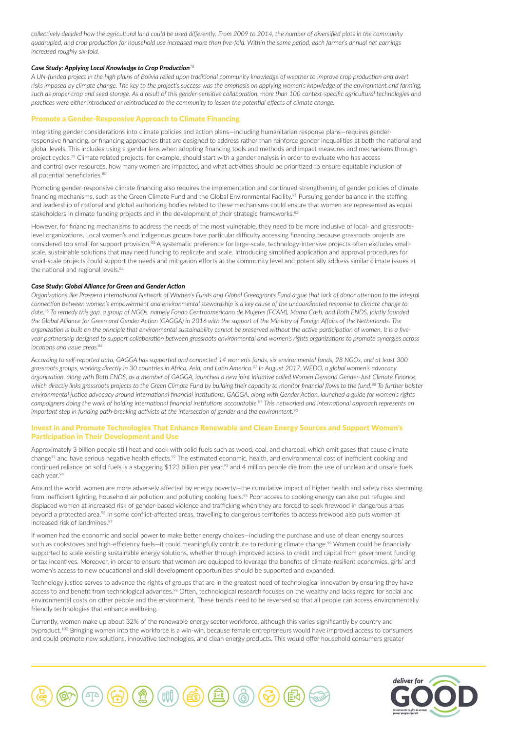*collectively decided how the agricultural land could be used differently. From 2009 to 2014, the number of diversified plots in the community quadrupled, and crop production for household use increased more than five-fold. Within the same period, each farmer's annual net earnings increased roughly six-fold.*

***Case Study: Applying Local Knowledge to Crop Production***[78]

*A UN-funded project in the high plains of Bolivia relied upon traditional community knowledge of weather to improve crop production and avert risks imposed by climate change. The key to the project's success was the emphasis on applying women's knowledge of the environment and farming, such as proper crop and seed storage. As a result of this gender-sensitive collaboration, more than 100 context-specific agricultural technologies and practices were either introduced or reintroduced to the community to lessen the potential effects of climate change.*

## Promote a Gender-Responsive Approach to Climate Financing

Integrating gender considerations into climate policies and action plans—including humanitarian response plans—requires gender-responsive financing, or financing approaches that are designed to address rather than reinforce gender inequalities at both the national and global levels. This includes using a gender lens when adopting financing tools and methods and impact measures and mechanisms through project cycles.[79] Climate related projects, for example, should start with a gender analysis in order to evaluate who has access and control over resources, how many women are impacted, and what activities should be prioritized to ensure equitable inclusion of all potential beneficiaries.[80]

Promoting gender-responsive climate financing also requires the implementation and continued strengthening of gender policies of climate financing mechanisms, such as the Green Climate Fund and the Global Environmental Facility.[81] Pursuing gender balance in the staffing and leadership of national and global authorizing bodies related to these mechanisms could ensure that women are represented as equal stakeholders in climate funding projects and in the development of their strategic frameworks.[82]

However, for financing mechanisms to address the needs of the most vulnerable, they need to be more inclusive of local- and grassroots-level organizations. Local women's and indigenous groups have particular difficulty accessing financing because grassroots projects are considered too small for support provision.[83] A systematic preference for large-scale, technology-intensive projects often excludes small-scale, sustainable solutions that may need funding to replicate and scale. Introducing simplified application and approval procedures for small-scale projects could support the needs and mitigation efforts at the community level and potentially address similar climate issues at the national and regional levels.[84]

***Case Study: Global Alliance for Green and Gender Action***

*Organizations like Prospera International Network of Women's Funds and Global Greengrants Fund argue that lack of donor attention to the integral connection between women's empowerment and environmental stewardship is a key cause of the uncoordinated response to climate change to date.[85] To remedy this gap, a group of NGOs, namely Fondo Centroamericano de Mujeres (FCAM), Mama Cash, and Both ENDS, jointly founded the Global Alliance for Green and Gender Action (GAGGA) in 2016 with the support of the Ministry of Foreign Affairs of the Netherlands. The organization is built on the principle that environmental sustainability cannot be preserved without the active participation of women. It is a five-year partnership designed to support collaboration between grassroots environmental and women's rights organizations to promote synergies across locations and issue areas.[86]*

*According to self-reported data, GAGGA has supported and connected 14 women's funds, six environmental funds, 28 NGOs, and at least 300 grassroots groups, working directly in 30 countries in Africa, Asia, and Latin America.[87] In August 2017, WEDO, a global women's advocacy organization, along with Both ENDS, as a member of GAGGA, launched a new joint initiative called Women Demand Gender-Just Climate Finance, which directly links grassroots projects to the Green Climate Fund by building their capacity to monitor financial flows to the fund.[88] To further bolster environmental justice advocacy around international financial institutions, GAGGA, along with Gender Action, launched a guide for women's rights campaigners doing the work of holding international financial institutions accountable.[89] This networked and international approach represents an important step in funding path-breaking activists at the intersection of gender and the environment.[90]*

## Invest in and Promote Technologies That Enhance Renewable and Clean Energy Sources and Support Women's Participation in Their Development and Use

Approximately 3 billion people still heat and cook with solid fuels such as wood, coal, and charcoal, which emit gases that cause climate change[91] and have serious negative health effects.[92] The estimated economic, health, and environmental cost of inefficient cooking and continued reliance on solid fuels is a staggering $123 billion per year,[93] and 4 million people die from the use of unclean and unsafe fuels each year.[94]

Around the world, women are more adversely affected by energy poverty—the cumulative impact of higher health and safety risks stemming from inefficient lighting, household air pollution, and polluting cooking fuels.[95] Poor access to cooking energy can also put refugee and displaced women at increased risk of gender-based violence and trafficking when they are forced to seek firewood in dangerous areas beyond a protected area.[96] In some conflict-affected areas, travelling to dangerous territories to access firewood also puts women at increased risk of landmines.[97]

If women had the economic and social power to make better energy choices—including the purchase and use of clean energy sources such as cookstoves and high-efficiency fuels—it could meaningfully contribute to reducing climate change.[98] Women could be financially supported to scale existing sustainable energy solutions, whether through improved access to credit and capital from government funding or tax incentives. Moreover, in order to ensure that women are equipped to leverage the benefits of climate-resilient economies, girls' and women's access to new educational and skill development opportunities should be supported and expanded.

Technology justice serves to advance the rights of groups that are in the greatest need of technological innovation by ensuring they have access to and benefit from technological advances.[99] Often, technological research focuses on the wealthy and lacks regard for social and environmental costs on other people and the environment. These trends need to be reversed so that all people can access environmentally friendly technologies that enhance wellbeing.

Currently, women make up about 32% of the renewable energy sector workforce, although this varies significantly by country and byproduct.[100] Bringing women into the workforce is a win-win, because female entrepreneurs would have improved access to consumers and could promote new solutions, innovative technologies, and clean energy products. This would offer household consumers greater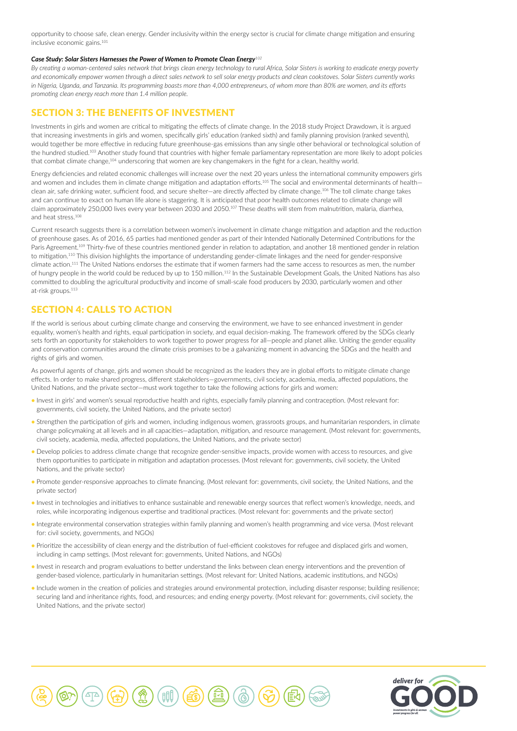opportunity to choose safe, clean energy. Gender inclusivity within the energy sector is crucial for climate change mitigation and ensuring inclusive economic gains.[101]

***Case Study: Solar Sisters Harnesses the Power of Women to Promote Clean Energy***[102]

*By creating a woman-centered sales network that brings clean energy technology to rural Africa, Solar Sisters is working to eradicate energy poverty and economically empower women through a direct sales network to sell solar energy products and clean cookstoves. Solar Sisters currently works in Nigeria, Uganda, and Tanzania. Its programming boasts more than 4,000 entrepreneurs, of whom more than 80% are women, and its efforts promoting clean energy reach more than 1.4 million people.*

## SECTION 3: THE BENEFITS OF INVESTMENT

Investments in girls and women are critical to mitigating the effects of climate change. In the 2018 study Project Drawdown, it is argued that increasing investments in girls and women, specifically girls' education (ranked sixth) and family planning provision (ranked seventh), would together be more effective in reducing future greenhouse-gas emissions than any single other behavioral or technological solution of the hundred studied.[103] Another study found that countries with higher female parliamentary representation are more likely to adopt policies that combat climate change,[104] underscoring that women are key changemakers in the fight for a clean, healthy world.

Energy deficiencies and related economic challenges will increase over the next 20 years unless the international community empowers girls and women and includes them in climate change mitigation and adaptation efforts.[105] The social and environmental determinants of health—clean air, safe drinking water, sufficient food, and secure shelter—are directly affected by climate change.[106] The toll climate change takes and can continue to exact on human life alone is staggering. It is anticipated that poor health outcomes related to climate change will claim approximately 250,000 lives every year between 2030 and 2050.[107] These deaths will stem from malnutrition, malaria, diarrhea, and heat stress.[108]

Current research suggests there is a correlation between women's involvement in climate change mitigation and adaption and the reduction of greenhouse gases. As of 2016, 65 parties had mentioned gender as part of their Intended Nationally Determined Contributions for the Paris Agreement.[109] Thirty-five of these countries mentioned gender in relation to adaptation, and another 18 mentioned gender in relation to mitigation.[110] This division highlights the importance of understanding gender-climate linkages and the need for gender-responsive climate action.[111] The United Nations endorses the estimate that if women farmers had the same access to resources as men, the number of hungry people in the world could be reduced by up to 150 million.[112] In the Sustainable Development Goals, the United Nations has also committed to doubling the agricultural productivity and income of small-scale food producers by 2030, particularly women and other at-risk groups.[113]

## SECTION 4: CALLS TO ACTION

If the world is serious about curbing climate change and conserving the environment, we have to see enhanced investment in gender equality, women's health and rights, equal participation in society, and equal decision-making. The framework offered by the SDGs clearly sets forth an opportunity for stakeholders to work together to power progress for all—people and planet alike. Uniting the gender equality and conservation communities around the climate crisis promises to be a galvanizing moment in advancing the SDGs and the health and rights of girls and women.

As powerful agents of change, girls and women should be recognized as the leaders they are in global efforts to mitigate climate change effects. In order to make shared progress, different stakeholders—governments, civil society, academia, media, affected populations, the United Nations, and the private sector—must work together to take the following actions for girls and women:

- Invest in girls' and women's sexual reproductive health and rights, especially family planning and contraception. (Most relevant for: governments, civil society, the United Nations, and the private sector)
- Strengthen the participation of girls and women, including indigenous women, grassroots groups, and humanitarian responders, in climate change policymaking at all levels and in all capacities—adaptation, mitigation, and resource management. (Most relevant for: governments, civil society, academia, media, affected populations, the United Nations, and the private sector)
- Develop policies to address climate change that recognize gender-sensitive impacts, provide women with access to resources, and give them opportunities to participate in mitigation and adaptation processes. (Most relevant for: governments, civil society, the United Nations, and the private sector)
- Promote gender-responsive approaches to climate financing. (Most relevant for: governments, civil society, the United Nations, and the private sector)
- Invest in technologies and initiatives to enhance sustainable and renewable energy sources that reflect women's knowledge, needs, and roles, while incorporating indigenous expertise and traditional practices. (Most relevant for: governments and the private sector)
- Integrate environmental conservation strategies within family planning and women's health programming and vice versa. (Most relevant for: civil society, governments, and NGOs)
- Prioritize the accessibility of clean energy and the distribution of fuel-efficient cookstoves for refugee and displaced girls and women, including in camp settings. (Most relevant for: governments, United Nations, and NGOs)
- Invest in research and program evaluations to better understand the links between clean energy interventions and the prevention of gender-based violence, particularly in humanitarian settings. (Most relevant for: United Nations, academic institutions, and NGOs)
- Include women in the creation of policies and strategies around environmental protection, including disaster response; building resilience; securing land and inheritance rights, food, and resources; and ending energy poverty. (Most relevant for: governments, civil society, the United Nations, and the private sector)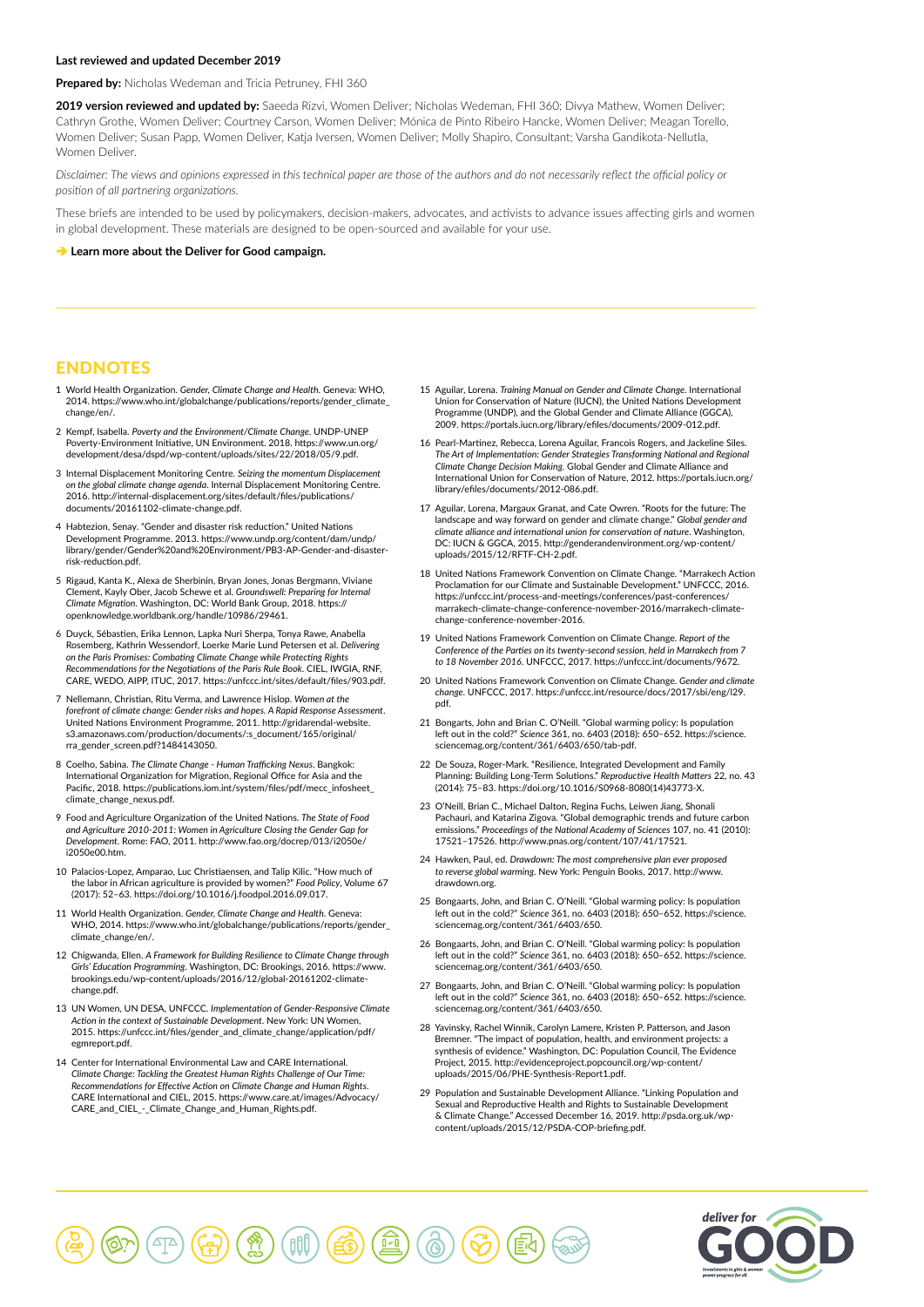**Last reviewed and updated December 2019**

**Prepared by:** Nicholas Wedeman and Tricia Petruney, FHI 360

**2019 version reviewed and updated by:** Saeeda Rizvi, Women Deliver; Nicholas Wedeman, FHI 360; Divya Mathew, Women Deliver; Cathryn Grothe, Women Deliver; Courtney Carson, Women Deliver; Mónica de Pinto Ribeiro Hancke, Women Deliver; Meagan Torello, Women Deliver; Susan Papp, Women Deliver, Katja Iversen, Women Deliver; Molly Shapiro, Consultant; Varsha Gandikota-Nellutla, Women Deliver.

*Disclaimer: The views and opinions expressed in this technical paper are those of the authors and do not necessarily reflect the official policy or position of all partnering organizations.*

These briefs are intended to be used by policymakers, decision-makers, advocates, and activists to advance issues affecting girls and women in global development. These materials are designed to be open-sourced and available for your use.

➔ **Learn more about the Deliver for Good campaign.**

## ENDNOTES

1. World Health Organization. *Gender, Climate Change and Health*. Geneva: WHO, 2014. https://www.who.int/globalchange/publications/reports/gender_climate_change/en/.
2. Kempf, Isabella. *Poverty and the Environment/Climate Change*. UNDP-UNEP Poverty-Environment Initiative, UN Environment. 2018. https://www.un.org/development/desa/dspd/wp-content/uploads/sites/22/2018/05/9.pdf.
3. Internal Displacement Monitoring Centre. *Seizing the momentum Displacement on the global climate change agenda*. Internal Displacement Monitoring Centre. 2016. http://internal-displacement.org/sites/default/files/publications/documents/20161102-climate-change.pdf.
4. Habtezion, Senay. "Gender and disaster risk reduction." United Nations Development Programme. 2013. https://www.undp.org/content/dam/undp/library/gender/Gender%20and%20Environment/PB3-AP-Gender-and-disaster-risk-reduction.pdf.
5. Rigaud, Kanta K., Alexa de Sherbinin, Bryan Jones, Jonas Bergmann, Viviane Clement, Kayly Ober, Jacob Schewe et al. *Groundswell: Preparing for Internal Climate Migration*. Washington, DC: World Bank Group, 2018. https://openknowledge.worldbank.org/handle/10986/29461.
6. Duyck, Sébastien, Erika Lennon, Lapka Nuri Sherpa, Tonya Rawe, Anabella Rosemberg, Kathrin Wessendorf, Loerke Marie Lund Petersen et al. *Delivering on the Paris Promises: Combating Climate Change while Protecting Rights Recommendations for the Negotiations of the Paris Rule Book*. CIEL, IWGIA, RNF, CARE, WEDO, AIPP, ITUC, 2017. https://unfccc.int/sites/default/files/903.pdf.
7. Nellemann, Christian, Ritu Verma, and Lawrence Hislop. *Women at the forefront of climate change: Gender risks and hopes. A Rapid Response Assessment*. United Nations Environment Programme, 2011. http://gridarendal-website.s3.amazonaws.com/production/documents/:s_document/165/original/rra_gender_screen.pdf?1484143050.
8. Coelho, Sabina. *The Climate Change - Human Trafficking Nexus*. Bangkok: International Organization for Migration, Regional Office for Asia and the Pacific, 2018. https://publications.iom.int/system/files/pdf/mecc_infosheet_climate_change_nexus.pdf.
9. Food and Agriculture Organization of the United Nations. *The State of Food and Agriculture 2010-2011: Women in Agriculture Closing the Gender Gap for Development*. Rome: FAO, 2011. http://www.fao.org/docrep/013/i2050e/i2050e00.htm.
10. Palacios-Lopez, Amparao, Luc Christiaensen, and Talip Kilic. "How much of the labor in African agriculture is provided by women?" *Food Policy*, Volume 67 (2017): 52–63. https://doi.org/10.1016/j.foodpol.2016.09.017.
11. World Health Organization. *Gender, Climate Change and Health*. Geneva: WHO, 2014. https://www.who.int/globalchange/publications/reports/gender_climate_change/en/.
12. Chigwanda, Ellen. *A Framework for Building Resilience to Climate Change through Girls' Education Programming*. Washington, DC: Brookings, 2016. https://www.brookings.edu/wp-content/uploads/2016/12/global-20161202-climate-change.pdf.
13. UN Women, UN DESA, UNFCCC. *Implementation of Gender-Responsive Climate Action in the context of Sustainable Development*. New York: UN Women, 2015. https://unfccc.int/files/gender_and_climate_change/application/pdf/egmreport.pdf.
14. Center for International Environmental Law and CARE International. *Climate Change: Tackling the Greatest Human Rights Challenge of Our Time: Recommendations for Effective Action on Climate Change and Human Rights*. CARE International and CIEL, 2015. https://www.care.at/images/Advocacy/CARE_and_CIEL_-_Climate_Change_and_Human_Rights.pdf.
15. Aguilar, Lorena. *Training Manual on Gender and Climate Change*. International Union for Conservation of Nature (IUCN), the United Nations Development Programme (UNDP), and the Global Gender and Climate Alliance (GGCA), 2009. https://portals.iucn.org/library/efiles/documents/2009-012.pdf.
16. Pearl-Martinez, Rebecca, Lorena Aguilar, Francois Rogers, and Jackeline Siles. *The Art of Implementation: Gender Strategies Transforming National and Regional Climate Change Decision Making*. Global Gender and Climate Alliance and International Union for Conservation of Nature, 2012. https://portals.iucn.org/library/efiles/documents/2012-086.pdf.
17. Aguilar, Lorena, Margaux Granat, and Cate Owren. "Roots for the future: The landscape and way forward on gender and climate change." *Global gender and climate alliance and international union for conservation of nature*. Washington, DC: IUCN & GGCA, 2015. http://genderandenvironment.org/wp-content/uploads/2015/12/RFTF-CH-2.pdf.
18. United Nations Framework Convention on Climate Change. "Marrakech Action Proclamation for our Climate and Sustainable Development." UNFCCC, 2016. https://unfccc.int/process-and-meetings/conferences/past-conferences/marrakech-climate-change-conference-november-2016/marrakech-climate-change-conference-november-2016.
19. United Nations Framework Convention on Climate Change. *Report of the Conference of the Parties on its twenty-second session, held in Marrakech from 7 to 18 November 2016*. UNFCCC, 2017. https://unfccc.int/documents/9672.
20. United Nations Framework Convention on Climate Change. *Gender and climate change*. UNFCCC, 2017. https://unfccc.int/resource/docs/2017/sbi/eng/l29.pdf.
21. Bongarts, John and Brian C. O'Neill. "Global warming policy: Is population left out in the cold?" *Science* 361, no. 6403 (2018): 650–652. https://science.sciencemag.org/content/361/6403/650/tab-pdf.
22. De Souza, Roger-Mark. "Resilience, Integrated Development and Family Planning: Building Long-Term Solutions." *Reproductive Health Matters* 22, no. 43 (2014): 75–83. https://doi.org/10.1016/S0968-8080(14)43773-X.
23. O'Neill, Brian C., Michael Dalton, Regina Fuchs, Leiwen Jiang, Shonali Pachauri, and Katarina Zigova. "Global demographic trends and future carbon emissions." *Proceedings of the National Academy of Sciences* 107, no. 41 (2010): 17521–17526. http://www.pnas.org/content/107/41/17521.
24. Hawken, Paul, ed. *Drawdown: The most comprehensive plan ever proposed to reverse global warming*. New York: Penguin Books, 2017. http://www.drawdown.org.
25. Bongaarts, John, and Brian C. O'Neill. "Global warming policy: Is population left out in the cold?" *Science* 361, no. 6403 (2018): 650–652. https://science.sciencemag.org/content/361/6403/650.
26. Bongaarts, John, and Brian C. O'Neill. "Global warming policy: Is population left out in the cold?" *Science* 361, no. 6403 (2018): 650–652. https://science.sciencemag.org/content/361/6403/650.
27. Bongaarts, John, and Brian C. O'Neill. "Global warming policy: Is population left out in the cold?" *Science* 361, no. 6403 (2018): 650–652. https://science.sciencemag.org/content/361/6403/650.
28. Yavinsky, Rachel Winnik, Carolyn Lamere, Kristen P. Patterson, and Jason Bremner. "The impact of population, health, and environment projects: a synthesis of evidence." Washington, DC: Population Council, The Evidence Project, 2015. http://evidenceproject.popcouncil.org/wp-content/uploads/2015/06/PHE-Synthesis-Report1.pdf.
29. Population and Sustainable Development Alliance. "Linking Population and Sexual and Reproductive Health and Rights to Sustainable Development & Climate Change." Accessed December 16, 2019. http://psda.org.uk/wp-content/uploads/2015/12/PSDA-COP-briefing.pdf.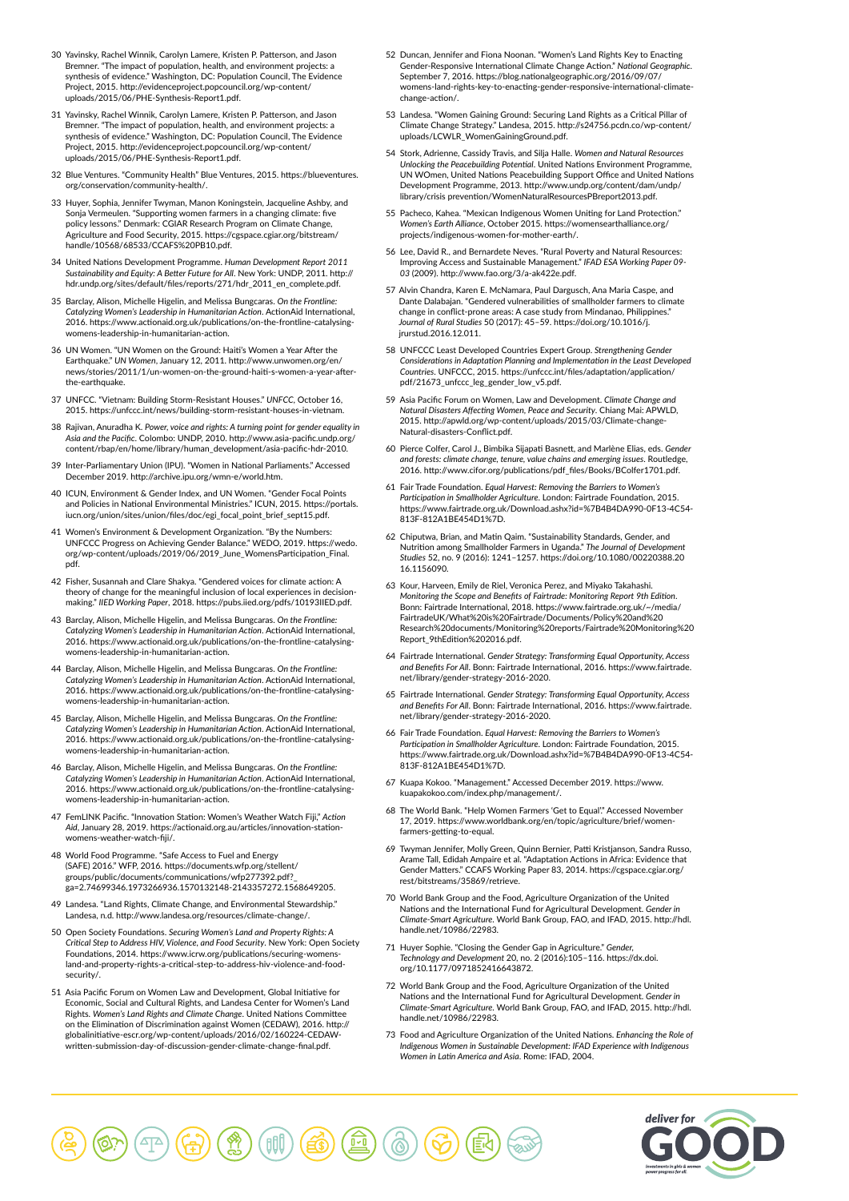30 Yavinsky, Rachel Winnik, Carolyn Lamere, Kristen P. Patterson, and Jason Bremner. "The impact of population, health, and environment projects: a synthesis of evidence." Washington, DC: Population Council, The Evidence Project, 2015. http://evidenceproject.popcouncil.org/wp-content/uploads/2015/06/PHE-Synthesis-Report1.pdf.

31 Yavinsky, Rachel Winnik, Carolyn Lamere, Kristen P. Patterson, and Jason Bremner. "The impact of population, health, and environment projects: a synthesis of evidence." Washington, DC: Population Council, The Evidence Project, 2015. http://evidenceproject.popcouncil.org/wp-content/uploads/2015/06/PHE-Synthesis-Report1.pdf.

32 Blue Ventures. "Community Health" Blue Ventures, 2015. https://blueventures.org/conservation/community-health/.

33 Huyer, Sophia, Jennifer Twyman, Manon Koningstein, Jacqueline Ashby, and Sonja Vermeulen. "Supporting women farmers in a changing climate: five policy lessons." Denmark: CGIAR Research Program on Climate Change, Agriculture and Food Security, 2015. https://cgspace.cgiar.org/bitstream/handle/10568/68533/CCAFS%20PB10.pdf.

34 United Nations Development Programme. *Human Development Report 2011 Sustainability and Equity: A Better Future for All*. New York: UNDP, 2011. http://hdr.undp.org/sites/default/files/reports/271/hdr_2011_en_complete.pdf.

35 Barclay, Alison, Michelle Higelin, and Melissa Bungcaras. *On the Frontline: Catalyzing Women's Leadership in Humanitarian Action*. ActionAid International, 2016. https://www.actionaid.org.uk/publications/on-the-frontline-catalysing-womens-leadership-in-humanitarian-action.

36 UN Women. "UN Women on the Ground: Haiti's Women a Year After the Earthquake." *UN Women*, January 12, 2011. http://www.unwomen.org/en/news/stories/2011/1/un-women-on-the-ground-haiti-s-women-a-year-after-the-earthquake.

37 UNFCC. "Vietnam: Building Storm-Resistant Houses." *UNFCC*, October 16, 2015. https://unfccc.int/news/building-storm-resistant-houses-in-vietnam.

38 Rajivan, Anuradha K. *Power, voice and rights: A turning point for gender equality in Asia and the Pacific*. Colombo: UNDP, 2010. http://www.asia-pacific.undp.org/content/rbap/en/home/library/human_development/asia-pacific-hdr-2010.

39 Inter-Parliamentary Union (IPU). "Women in National Parliaments." Accessed December 2019. http://archive.ipu.org/wmn-e/world.htm.

40 ICUN, Environment & Gender Index, and UN Women. "Gender Focal Points and Policies in National Environmental Ministries." ICUN, 2015. https://portals.iucn.org/union/sites/union/files/doc/egi_focal_point_brief_sept15.pdf.

41 Women's Environment & Development Organization. "By the Numbers: UNFCCC Progress on Achieving Gender Balance." WEDO, 2019. https://wedo.org/wp-content/uploads/2019/06/2019_June_WomensParticipation_Final.pdf.

42 Fisher, Susannah and Clare Shakya. "Gendered voices for climate action: A theory of change for the meaningful inclusion of local experiences in decision-making." *IIED Working Paper*, 2018. https://pubs.iied.org/pdfs/10193IIED.pdf.

43 Barclay, Alison, Michelle Higelin, and Melissa Bungcaras. *On the Frontline: Catalyzing Women's Leadership in Humanitarian Action*. ActionAid International, 2016. https://www.actionaid.org.uk/publications/on-the-frontline-catalysing-womens-leadership-in-humanitarian-action.

44 Barclay, Alison, Michelle Higelin, and Melissa Bungcaras. *On the Frontline: Catalyzing Women's Leadership in Humanitarian Action*. ActionAid International, 2016. https://www.actionaid.org.uk/publications/on-the-frontline-catalysing-womens-leadership-in-humanitarian-action.

45 Barclay, Alison, Michelle Higelin, and Melissa Bungcaras. *On the Frontline: Catalyzing Women's Leadership in Humanitarian Action*. ActionAid International, 2016. https://www.actionaid.org.uk/publications/on-the-frontline-catalysing-womens-leadership-in-humanitarian-action.

46 Barclay, Alison, Michelle Higelin, and Melissa Bungcaras. *On the Frontline: Catalyzing Women's Leadership in Humanitarian Action*. ActionAid International, 2016. https://www.actionaid.org.uk/publications/on-the-frontline-catalysing-womens-leadership-in-humanitarian-action.

47 FemLINK Pacific. "Innovation Station: Women's Weather Watch Fiji," *Action Aid*, January 28, 2019. https://actionaid.org.au/articles/innovation-station-womens-weather-watch-fiji/.

48 World Food Programme. "Safe Access to Fuel and Energy (SAFE) 2016." WFP, 2016. https://documents.wfp.org/stellent/groups/public/documents/communications/wfp277392.pdf?_ga=2.74699346.1973266936.1570132148-2143357272.1568649205.

49 Landesa. "Land Rights, Climate Change, and Environmental Stewardship." Landesa, n.d. http://www.landesa.org/resources/climate-change/.

50 Open Society Foundations. *Securing Women's Land and Property Rights: A Critical Step to Address HIV, Violence, and Food Security*. New York: Open Society Foundations, 2014. https://www.icrw.org/publications/securing-womens-land-and-property-rights-a-critical-step-to-address-hiv-violence-and-food-security/.

51 Asia Pacific Forum on Women Law and Development, Global Initiative for Economic, Social and Cultural Rights, and Landesa Center for Women's Land Rights. *Women's Land Rights and Climate Change*. United Nations Committee on the Elimination of Discrimination against Women (CEDAW), 2016. http://globalinitiative-escr.org/wp-content/uploads/2016/02/160224-CEDAW-written-submission-day-of-discussion-gender-climate-change-final.pdf.

52 Duncan, Jennifer and Fiona Noonan. "Women's Land Rights Key to Enacting Gender-Responsive International Climate Change Action." *National Geographic*. September 7, 2016. https://blog.nationalgeographic.org/2016/09/07/womens-land-rights-key-to-enacting-gender-responsive-international-climate-change-action/.

53 Landesa. "Women Gaining Ground: Securing Land Rights as a Critical Pillar of Climate Change Strategy." Landesa, 2015. http://s24756.pcdn.co/wp-content/uploads/LCWLR_WomenGainingGround.pdf.

54 Stork, Adrienne, Cassidy Travis, and Silja Halle. *Women and Natural Resources Unlocking the Peacebuilding Potential*. United Nations Environment Programme, UN WOmen, United Nations Peacebuilding Support Office and United Nations Development Programme, 2013. http://www.undp.org/content/dam/undp/library/crisis prevention/WomenNaturalResourcesPBreport2013.pdf.

55 Pacheco, Kahea. "Mexican Indigenous Women Uniting for Land Protection." *Women's Earth Alliance*, October 2015. https://womensearthalliance.org/projects/indigenous-women-for-mother-earth/.

56 Lee, David R., and Bernardete Neves. "Rural Poverty and Natural Resources: Improving Access and Sustainable Management." *IFAD ESA Working Paper 09-03* (2009). http://www.fao.org/3/a-ak422e.pdf.

57 Alvin Chandra, Karen E. McNamara, Paul Dargusch, Ana Maria Caspe, and Dante Dalabajan. "Gendered vulnerabilities of smallholder farmers to climate change in conflict-prone areas: A case study from Mindanao, Philippines." *Journal of Rural Studies* 50 (2017): 45–59. https://doi.org/10.1016/j.jrurstud.2016.12.011.

58 UNFCCC Least Developed Countries Expert Group. *Strengthening Gender Considerations in Adaptation Planning and Implementation in the Least Developed Countries*. UNFCCC, 2015. https://unfccc.int/files/adaptation/application/pdf/21673_unfccc_leg_gender_low_v5.pdf.

59 Asia Pacific Forum on Women, Law and Development. *Climate Change and Natural Disasters Affecting Women, Peace and Security*. Chiang Mai: APWLD, 2015. http://apwld.org/wp-content/uploads/2015/03/Climate-change-Natural-disasters-Conflict.pdf.

60 Pierce Colfer, Carol J., Bimbika Sijapati Basnett, and Marlène Elias, eds. *Gender and forests: climate change, tenure, value chains and emerging issues*. Routledge, 2016. http://www.cifor.org/publications/pdf_files/Books/BColfer1701.pdf.

61 Fair Trade Foundation. *Equal Harvest: Removing the Barriers to Women's Participation in Smallholder Agriculture*. London: Fairtrade Foundation, 2015. https://www.fairtrade.org.uk/Download.ashx?id=%7B4B4DA990-0F13-4C54-813F-812A1BE454D1%7D.

62 Chiputwa, Brian, and Matin Qaim. "Sustainability Standards, Gender, and Nutrition among Smallholder Farmers in Uganda." *The Journal of Development Studies* 52, no. 9 (2016): 1241–1257. https://doi.org/10.1080/00220388.2016.1156090.

63 Kour, Harveen, Emily de Riel, Veronica Perez, and Miyako Takahashi. *Monitoring the Scope and Benefits of Fairtrade: Monitoring Report 9th Edition*. Bonn: Fairtrade International, 2018. https://www.fairtrade.org.uk/~/media/FairtradeUK/What%20is%20Fairtrade/Documents/Policy%20and%20Research%20documents/Monitoring%20reports/Fairtrade%20Monitoring%20Report_9thEdition%202016.pdf.

64 Fairtrade International. *Gender Strategy: Transforming Equal Opportunity, Access and Benefits For All*. Bonn: Fairtrade International, 2016. https://www.fairtrade.net/library/gender-strategy-2016-2020.

65 Fairtrade International. *Gender Strategy: Transforming Equal Opportunity, Access and Benefits For All*. Bonn: Fairtrade International, 2016. https://www.fairtrade.net/library/gender-strategy-2016-2020.

66 Fair Trade Foundation. *Equal Harvest: Removing the Barriers to Women's Participation in Smallholder Agriculture*. London: Fairtrade Foundation, 2015. https://www.fairtrade.org.uk/Download.ashx?id=%7B4B4DA990-0F13-4C54-813F-812A1BE454D1%7D.

67 Kuapa Kokoo. "Management." Accessed December 2019. https://www.kuapakokoo.com/index.php/management/.

68 The World Bank. "Help Women Farmers 'Get to Equal'." Accessed November 17, 2019. https://www.worldbank.org/en/topic/agriculture/brief/women-farmers-getting-to-equal.

69 Twyman Jennifer, Molly Green, Quinn Bernier, Patti Kristjanson, Sandra Russo, Arame Tall, Edidah Ampaire et al. "Adaptation Actions in Africa: Evidence that Gender Matters." CCAFS Working Paper 83, 2014. https://cgspace.cgiar.org/rest/bitstreams/35869/retrieve.

70 World Bank Group and the Food, Agriculture Organization of the United Nations and the International Fund for Agricultural Development. *Gender in Climate-Smart Agriculture*. World Bank Group, FAO, and IFAD, 2015. http://hdl.handle.net/10986/22983.

71 Huyer Sophie. "Closing the Gender Gap in Agriculture." *Gender, Technology and Development* 20, no. 2 (2016):105–116. https://dx.doi.org/10.1177/0971852416643872.

72 World Bank Group and the Food, Agriculture Organization of the United Nations and the International Fund for Agricultural Development. *Gender in Climate-Smart Agriculture*. World Bank Group, FAO, and IFAD, 2015. http://hdl.handle.net/10986/22983.

73 Food and Agriculture Organization of the United Nations. *Enhancing the Role of Indigenous Women in Sustainable Development: IFAD Experience with Indigenous Women in Latin America and Asia*. Rome: IFAD, 2004.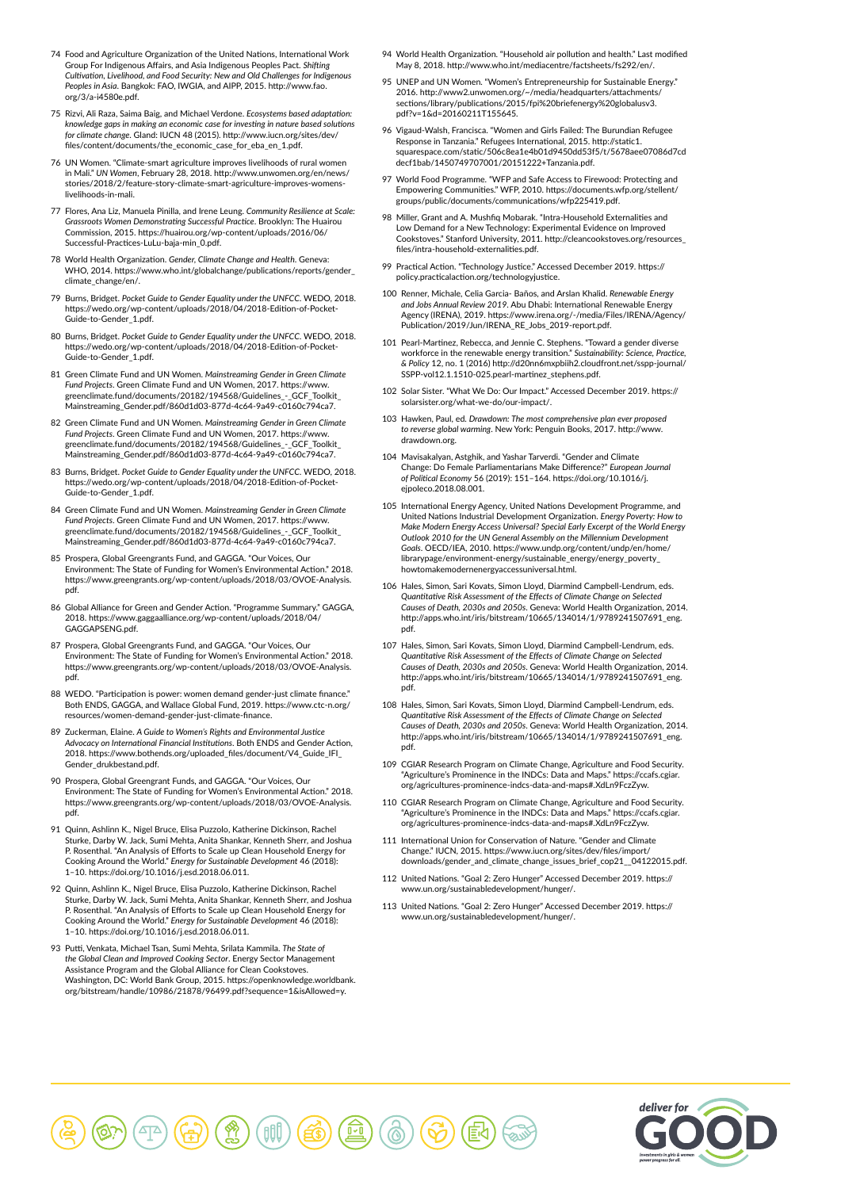74 Food and Agriculture Organization of the United Nations, International Work Group For Indigenous Affairs, and Asia Indigenous Peoples Pact. *Shifting Cultivation, Livelihood, and Food Security: New and Old Challenges for Indigenous Peoples in Asia*. Bangkok: FAO, IWGIA, and AIPP, 2015. http://www.fao.org/3/a-i4580e.pdf.

75 Rizvi, Ali Raza, Saima Baig, and Michael Verdone. *Ecosystems based adaptation: knowledge gaps in making an economic case for investing in nature based solutions for climate change*. Gland: IUCN 48 (2015). http://www.iucn.org/sites/dev/files/content/documents/the_economic_case_for_eba_en_1.pdf.

76 UN Women. "Climate-smart agriculture improves livelihoods of rural women in Mali." *UN Women*, February 28, 2018. http://www.unwomen.org/en/news/stories/2018/2/feature-story-climate-smart-agriculture-improves-womens-livelihoods-in-mali.

77 Flores, Ana Liz, Manuela Pinilla, and Irene Leung. *Community Resilience at Scale: Grassroots Women Demonstrating Successful Practice*. Brooklyn: The Huairou Commission, 2015. https://huairou.org/wp-content/uploads/2016/06/Successful-Practices-LuLu-baja-min_0.pdf.

78 World Health Organization. *Gender, Climate Change and Health*. Geneva: WHO, 2014. https://www.who.int/globalchange/publications/reports/gender_climate_change/en/.

79 Burns, Bridget. *Pocket Guide to Gender Equality under the UNFCC*. WEDO, 2018. https://wedo.org/wp-content/uploads/2018/04/2018-Edition-of-Pocket-Guide-to-Gender_1.pdf.

80 Burns, Bridget. *Pocket Guide to Gender Equality under the UNFCC*. WEDO, 2018. https://wedo.org/wp-content/uploads/2018/04/2018-Edition-of-Pocket-Guide-to-Gender_1.pdf.

81 Green Climate Fund and UN Women. *Mainstreaming Gender in Green Climate Fund Projects*. Green Climate Fund and UN Women, 2017. https://www.greenclimate.fund/documents/20182/194568/Guidelines_-_GCF_Toolkit_Mainstreaming_Gender.pdf/860d1d03-877d-4c64-9a49-c0160c794ca7.

82 Green Climate Fund and UN Women. *Mainstreaming Gender in Green Climate Fund Projects*. Green Climate Fund and UN Women, 2017. https://www.greenclimate.fund/documents/20182/194568/Guidelines_-_GCF_Toolkit_Mainstreaming_Gender.pdf/860d1d03-877d-4c64-9a49-c0160c794ca7.

83 Burns, Bridget. *Pocket Guide to Gender Equality under the UNFCC*. WEDO, 2018. https://wedo.org/wp-content/uploads/2018/04/2018-Edition-of-Pocket-Guide-to-Gender_1.pdf.

84 Green Climate Fund and UN Women. *Mainstreaming Gender in Green Climate Fund Projects*. Green Climate Fund and UN Women, 2017. https://www.greenclimate.fund/documents/20182/194568/Guidelines_-_GCF_Toolkit_Mainstreaming_Gender.pdf/860d1d03-877d-4c64-9a49-c0160c794ca7.

85 Prospera, Global Greengrants Fund, and GAGGA. "Our Voices, Our Environment: The State of Funding for Women's Environmental Action." 2018. https://www.greengrants.org/wp-content/uploads/2018/03/OVOE-Analysis.pdf.

86 Global Alliance for Green and Gender Action. "Programme Summary." GAGGA, 2018. https://www.gaggaalliance.org/wp-content/uploads/2018/04/GAGGAPSENG.pdf.

87 Prospera, Global Greengrants Fund, and GAGGA. "Our Voices, Our Environment: The State of Funding for Women's Environmental Action." 2018. https://www.greengrants.org/wp-content/uploads/2018/03/OVOE-Analysis.pdf.

88 WEDO. "Participation is power: women demand gender-just climate finance." Both ENDS, GAGGA, and Wallace Global Fund, 2019. https://www.ctc-n.org/resources/women-demand-gender-just-climate-finance.

89 Zuckerman, Elaine. *A Guide to Women's Rights and Environmental Justice Advocacy on International Financial Institutions*. Both ENDS and Gender Action, 2018. https://www.bothends.org/uploaded_files/document/V4_Guide_IFI_Gender_drukbestand.pdf.

90 Prospera, Global Greengrant Funds, and GAGGA. "Our Voices, Our Environment: The State of Funding for Women's Environmental Action." 2018. https://www.greengrants.org/wp-content/uploads/2018/03/OVOE-Analysis.pdf.

91 Quinn, Ashlinn K., Nigel Bruce, Elisa Puzzolo, Katherine Dickinson, Rachel Sturke, Darby W. Jack, Sumi Mehta, Anita Shankar, Kenneth Sherr, and Joshua P. Rosenthal. "An Analysis of Efforts to Scale up Clean Household Energy for Cooking Around the World." *Energy for Sustainable Development* 46 (2018): 1–10. https://doi.org/10.1016/j.esd.2018.06.011.

92 Quinn, Ashlinn K., Nigel Bruce, Elisa Puzzolo, Katherine Dickinson, Rachel Sturke, Darby W. Jack, Sumi Mehta, Anita Shankar, Kenneth Sherr, and Joshua P. Rosenthal. "An Analysis of Efforts to Scale up Clean Household Energy for Cooking Around the World." *Energy for Sustainable Development* 46 (2018): 1–10. https://doi.org/10.1016/j.esd.2018.06.011.

93 Putti, Venkata, Michael Tsan, Sumi Mehta, Srilata Kammila. *The State of the Global Clean and Improved Cooking Sector*. Energy Sector Management Assistance Program and the Global Alliance for Clean Cookstoves. Washington, DC: World Bank Group, 2015. https://openknowledge.worldbank.org/bitstream/handle/10986/21878/96499.pdf?sequence=1&isAllowed=y.

94 World Health Organization. "Household air pollution and health." Last modified May 8, 2018. http://www.who.int/mediacentre/factsheets/fs292/en/.

95 UNEP and UN Women. "Women's Entrepreneurship for Sustainable Energy." 2016. http://www2.unwomen.org/~/media/headquarters/attachments/sections/library/publications/2015/fpi%20briefenergy%20globalusv3.pdf?v=1&d=20160211T155645.

96 Vigaud-Walsh, Francisca. "Women and Girls Failed: The Burundian Refugee Response in Tanzania." Refugees International, 2015. http://static1.squarespace.com/static/506c8ea1e4b01d9450dd53f5/t/5678aee07086d7cddecf1bab/1450749707001/20151222+Tanzania.pdf.

97 World Food Programme. "WFP and Safe Access to Firewood: Protecting and Empowering Communities." WFP, 2010. https://documents.wfp.org/stellent/groups/public/documents/communications/wfp225419.pdf.

98 Miller, Grant and A. Mushfiq Mobarak. "Intra-Household Externalities and Low Demand for a New Technology: Experimental Evidence on Improved Cookstoves." Stanford University, 2011. http://cleancookstoves.org/resources_files/intra-household-externalities.pdf.

99 Practical Action. "Technology Justice." Accessed December 2019. https://policy.practicalaction.org/technologyjustice.

100 Renner, Michale, Celia Garcia- Baños, and Arslan Khalid. *Renewable Energy and Jobs Annual Review 2019*. Abu Dhabi: International Renewable Energy Agency (IRENA), 2019. https://www.irena.org/-/media/Files/IRENA/Agency/Publication/2019/Jun/IRENA_RE_Jobs_2019-report.pdf.

101 Pearl-Martinez, Rebecca, and Jennie C. Stephens. "Toward a gender diverse workforce in the renewable energy transition." *Sustainability: Science, Practice, & Policy* 12, no. 1 (2016) http://d20nn6mxpbiih2.cloudfront.net/sspp-journal/SSPP-vol12.1.1510-025.pearl-martinez_stephens.pdf.

102 Solar Sister. "What We Do: Our Impact." Accessed December 2019. https://solarsister.org/what-we-do/our-impact/.

103 Hawken, Paul, ed. *Drawdown: The most comprehensive plan ever proposed to reverse global warming*. New York: Penguin Books, 2017. http://www.drawdown.org.

104 Mavisakalyan, Astghik, and Yashar Tarverdi. "Gender and Climate Change: Do Female Parliamentarians Make Difference?" *European Journal of Political Economy* 56 (2019): 151–164. https://doi.org/10.1016/j.ejpoleco.2018.08.001.

105 International Energy Agency, United Nations Development Programme, and United Nations Industrial Development Organization. *Energy Poverty: How to Make Modern Energy Access Universal? Special Early Excerpt of the World Energy Outlook 2010 for the UN General Assembly on the Millennium Development Goals*. OECD/IEA, 2010. https://www.undp.org/content/undp/en/home/librarypage/environment-energy/sustainable_energy/energy_poverty_howtomakemodernenergyaccessuniversal.html.

106 Hales, Simon, Sari Kovats, Simon Lloyd, Diarmind Campbell-Lendrum, eds. *Quantitative Risk Assessment of the Effects of Climate Change on Selected Causes of Death, 2030s and 2050s*. Geneva: World Health Organization, 2014. http://apps.who.int/iris/bitstream/10665/134014/1/9789241507691_eng.pdf.

107 Hales, Simon, Sari Kovats, Simon Lloyd, Diarmind Campbell-Lendrum, eds. *Quantitative Risk Assessment of the Effects of Climate Change on Selected Causes of Death, 2030s and 2050s*. Geneva: World Health Organization, 2014. http://apps.who.int/iris/bitstream/10665/134014/1/9789241507691_eng.pdf.

108 Hales, Simon, Sari Kovats, Simon Lloyd, Diarmind Campbell-Lendrum, eds. *Quantitative Risk Assessment of the Effects of Climate Change on Selected Causes of Death, 2030s and 2050s*. Geneva: World Health Organization, 2014. http://apps.who.int/iris/bitstream/10665/134014/1/9789241507691_eng.pdf.

109 CGIAR Research Program on Climate Change, Agriculture and Food Security. "Agriculture's Prominence in the INDCs: Data and Maps." https://ccafs.cgiar.org/agricultures-prominence-indcs-data-and-maps#.XdLn9FczZyw.

110 CGIAR Research Program on Climate Change, Agriculture and Food Security. "Agriculture's Prominence in the INDCs: Data and Maps." https://ccafs.cgiar.org/agricultures-prominence-indcs-data-and-maps#.XdLn9FczZyw.

111 International Union for Conservation of Nature. "Gender and Climate Change." IUCN, 2015. https://www.iucn.org/sites/dev/files/import/downloads/gender_and_climate_change_issues_brief_cop21__04122015.pdf.

112 United Nations. "Goal 2: Zero Hunger" Accessed December 2019. https://www.un.org/sustainabledevelopment/hunger/.

113 United Nations. "Goal 2: Zero Hunger" Accessed December 2019. https://www.un.org/sustainabledevelopment/hunger/.